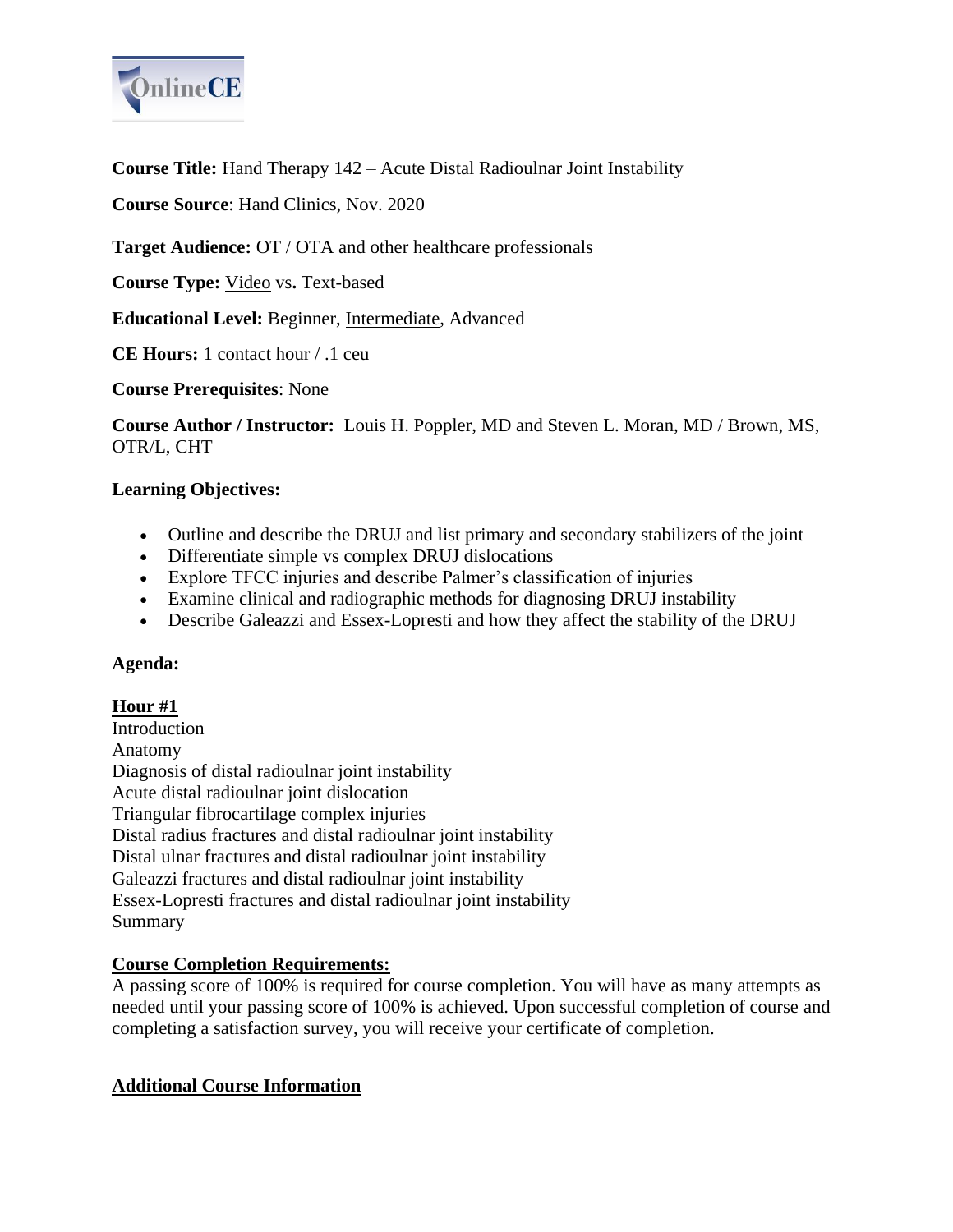**Course Title:** Hand Therapy 142 – Acute Distal Radioulnar Joint Instability

**Course Source**: Hand Clinics, Nov. 2020

**Target Audience:** OT / OTA and other healthcare professionals

**Course Type:** <u>Video</u> vs**.** Text-based

**Educational Level:** Beginner, <u>Intermediate</u>, Advanced

**CE Hours:** 1 contact hour / .1 ceu

**Course Prerequisites**: None

**Course Author / Instructor:** Louis H. Poppler, MD and Steven L. Moran, MD / Brown, MS, OTR/L, CHT

**Learning Objectives:**

- Outline and describe the DRUJ and list primary and secondary stabilizers of the joint
- Differentiate simple vs complex DRUJ dislocations
- Explore TFCC injuries and describe Palmer's classification of injuries
- Examine clinical and radiographic methods for diagnosing DRUJ instability
- Describe Galeazzi and Essex-Lopresti and how they affect the stability of the DRUJ

**Agenda:**

**<u>Hour #1</u>**
Introduction
Anatomy
Diagnosis of distal radioulnar joint instability
Acute distal radioulnar joint dislocation
Triangular fibrocartilage complex injuries
Distal radius fractures and distal radioulnar joint instability
Distal ulnar fractures and distal radioulnar joint instability
Galeazzi fractures and distal radioulnar joint instability
Essex-Lopresti fractures and distal radioulnar joint instability
Summary

**<u>Course Completion Requirements:</u>**
A passing score of 100% is required for course completion. You will have as many attempts as needed until your passing score of 100% is achieved. Upon successful completion of course and completing a satisfaction survey, you will receive your certificate of completion.

**<u>Additional Course Information</u>**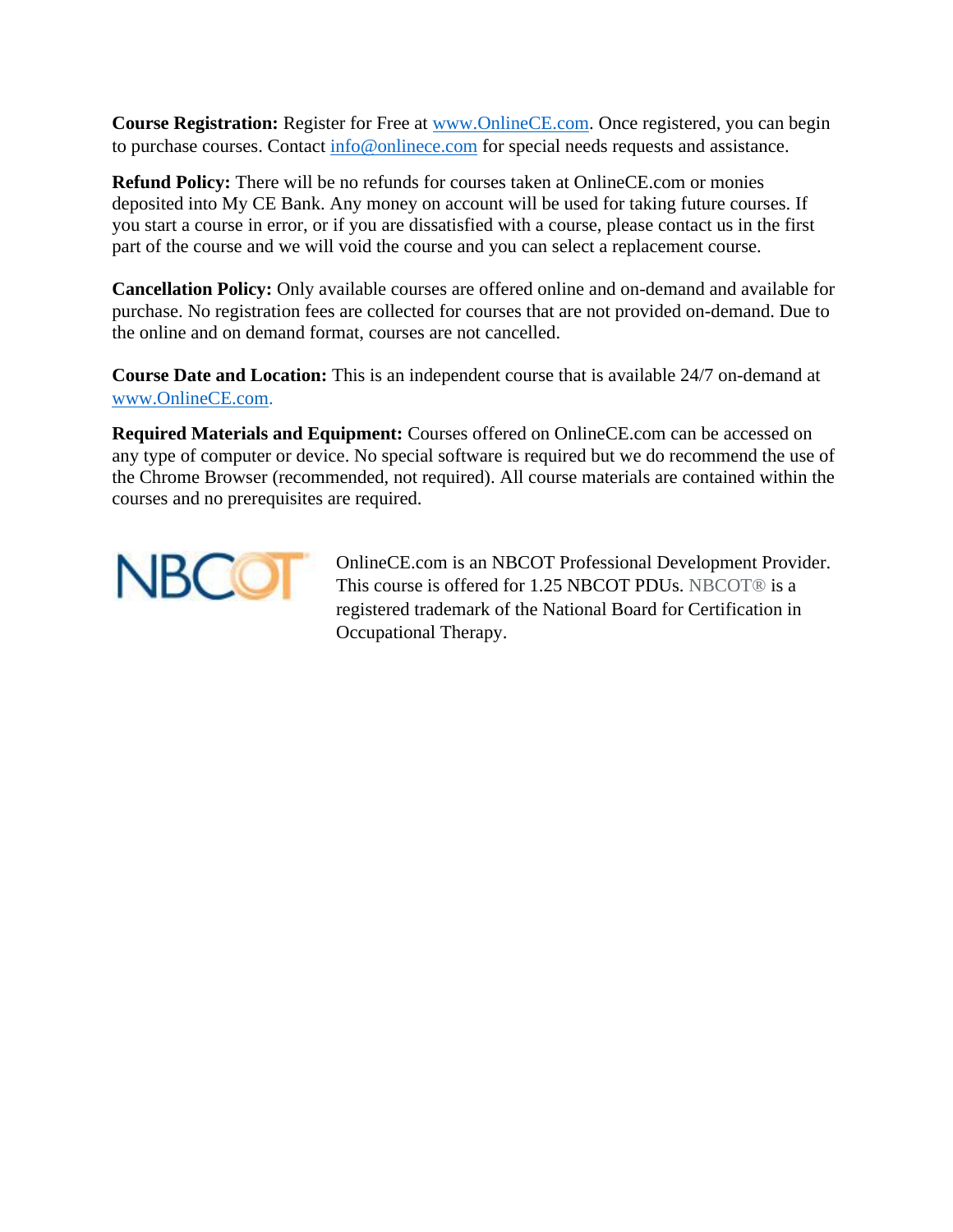**Course Registration:** Register for Free at www.OnlineCE.com. Once registered, you can begin to purchase courses. Contact info@onlinece.com for special needs requests and assistance.

**Refund Policy:** There will be no refunds for courses taken at OnlineCE.com or monies deposited into My CE Bank. Any money on account will be used for taking future courses. If you start a course in error, or if you are dissatisfied with a course, please contact us in the first part of the course and we will void the course and you can select a replacement course.

**Cancellation Policy:** Only available courses are offered online and on-demand and available for purchase. No registration fees are collected for courses that are not provided on-demand. Due to the online and on demand format, courses are not cancelled.

**Course Date and Location:** This is an independent course that is available 24/7 on-demand at www.OnlineCE.com.

**Required Materials and Equipment:** Courses offered on OnlineCE.com can be accessed on any type of computer or device. No special software is required but we do recommend the use of the Chrome Browser (recommended, not required). All course materials are contained within the courses and no prerequisites are required.

NBCOT

OnlineCE.com is an NBCOT Professional Development Provider. This course is offered for 1.25 NBCOT PDUs. NBCOT® is a registered trademark of the National Board for Certification in Occupational Therapy.